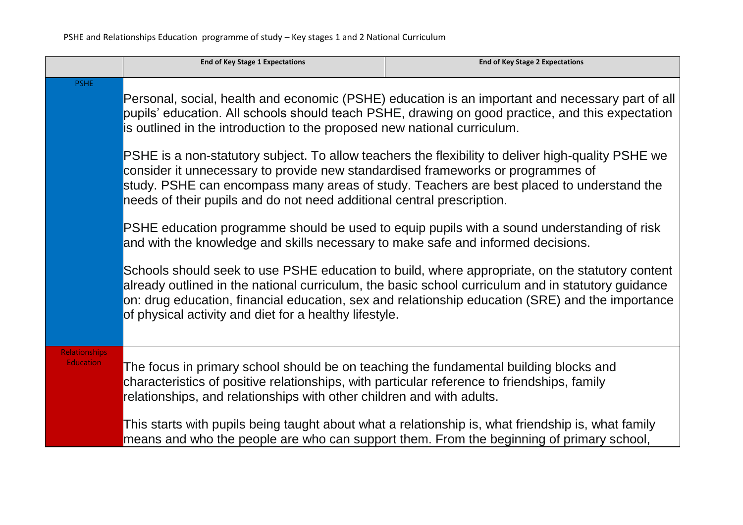PSHE and Relationships Education programme of study – Key stages 1 and 2 National Curriculum

| | End of Key Stage 1 Expectations | End of Key Stage 2 Expectations |
|---|---|---|
| PSHE | Personal, social, health and economic (PSHE) education is an important and necessary part of all pupils' education. All schools should teach PSHE, drawing on good practice, and this expectation is outlined in the introduction to the proposed new national curriculum.<br><br>PSHE is a non-statutory subject. To allow teachers the flexibility to deliver high-quality PSHE we consider it unnecessary to provide new standardised frameworks or programmes of study. PSHE can encompass many areas of study. Teachers are best placed to understand the needs of their pupils and do not need additional central prescription.<br><br>PSHE education programme should be used to equip pupils with a sound understanding of risk and with the knowledge and skills necessary to make safe and informed decisions.<br><br>Schools should seek to use PSHE education to build, where appropriate, on the statutory content already outlined in the national curriculum, the basic school curriculum and in statutory guidance on: drug education, financial education, sex and relationship education (SRE) and the importance of physical activity and diet for a healthy lifestyle. | |
| Relationships Education | The focus in primary school should be on teaching the fundamental building blocks and characteristics of positive relationships, with particular reference to friendships, family relationships, and relationships with other children and with adults.<br><br>This starts with pupils being taught about what a relationship is, what friendship is, what family means and who the people are who can support them. From the beginning of primary school, | |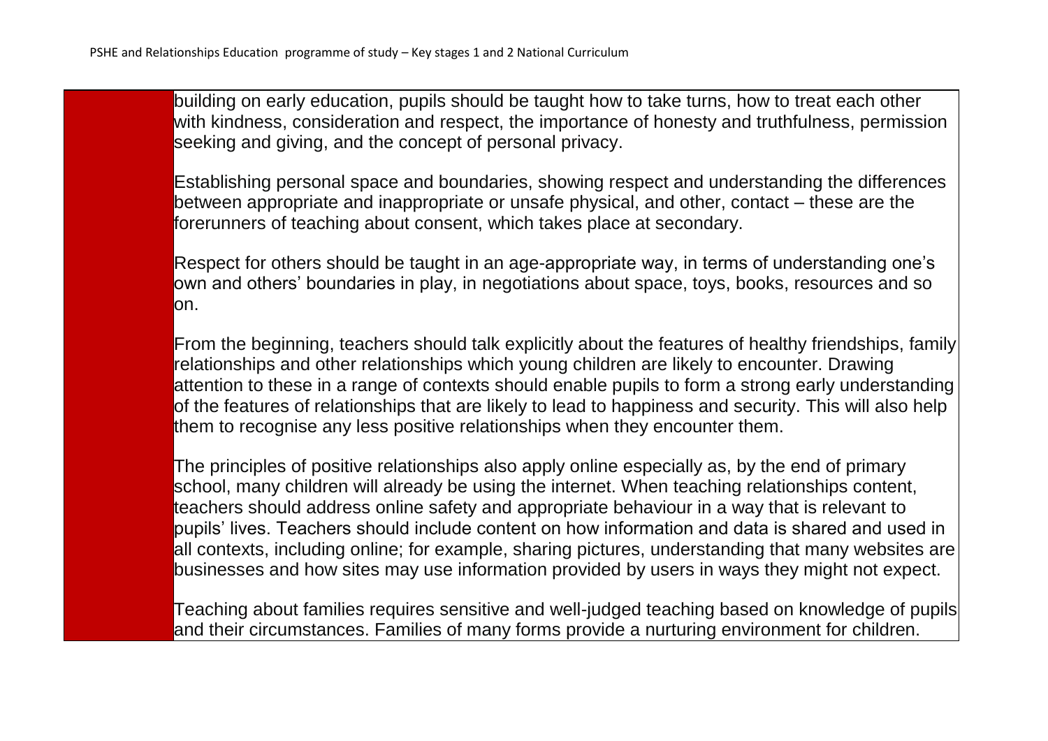| | |
|---|---|
| | building on early education, pupils should be taught how to take turns, how to treat each other with kindness, consideration and respect, the importance of honesty and truthfulness, permission seeking and giving, and the concept of personal privacy.<br><br>Establishing personal space and boundaries, showing respect and understanding the differences between appropriate and inappropriate or unsafe physical, and other, contact – these are the forerunners of teaching about consent, which takes place at secondary.<br><br>Respect for others should be taught in an age-appropriate way, in terms of understanding one's own and others' boundaries in play, in negotiations about space, toys, books, resources and so on.<br><br>From the beginning, teachers should talk explicitly about the features of healthy friendships, family relationships and other relationships which young children are likely to encounter. Drawing attention to these in a range of contexts should enable pupils to form a strong early understanding of the features of relationships that are likely to lead to happiness and security. This will also help them to recognise any less positive relationships when they encounter them.<br><br>The principles of positive relationships also apply online especially as, by the end of primary school, many children will already be using the internet. When teaching relationships content, teachers should address online safety and appropriate behaviour in a way that is relevant to pupils' lives. Teachers should include content on how information and data is shared and used in all contexts, including online; for example, sharing pictures, understanding that many websites are businesses and how sites may use information provided by users in ways they might not expect.<br><br>Teaching about families requires sensitive and well-judged teaching based on knowledge of pupils and their circumstances. Families of many forms provide a nurturing environment for children. |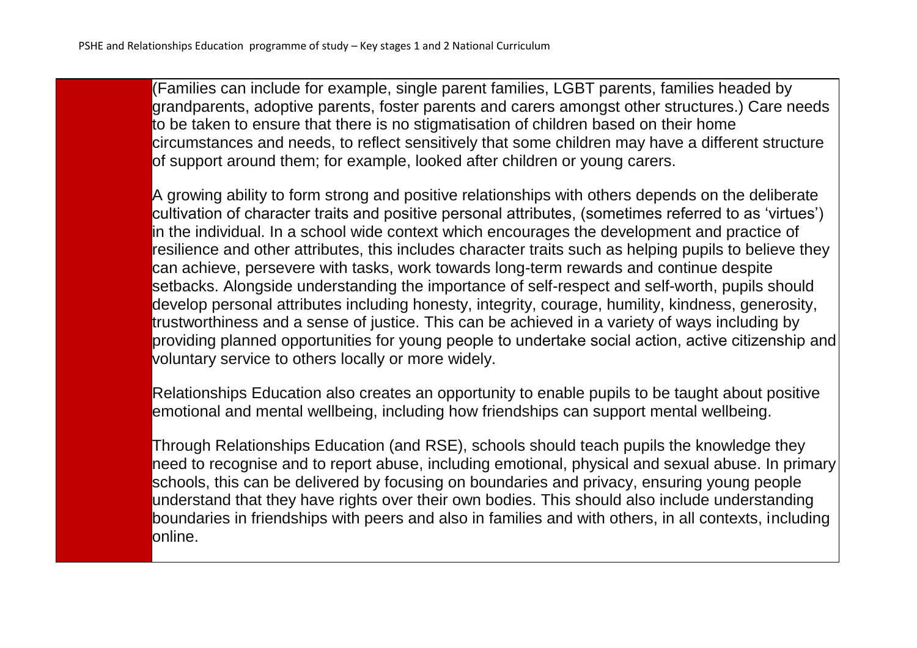(Families can include for example, single parent families, LGBT parents, families headed by grandparents, adoptive parents, foster parents and carers amongst other structures.) Care needs to be taken to ensure that there is no stigmatisation of children based on their home circumstances and needs, to reflect sensitively that some children may have a different structure of support around them; for example, looked after children or young carers.

A growing ability to form strong and positive relationships with others depends on the deliberate cultivation of character traits and positive personal attributes, (sometimes referred to as 'virtues') in the individual. In a school wide context which encourages the development and practice of resilience and other attributes, this includes character traits such as helping pupils to believe they can achieve, persevere with tasks, work towards long-term rewards and continue despite setbacks. Alongside understanding the importance of self-respect and self-worth, pupils should develop personal attributes including honesty, integrity, courage, humility, kindness, generosity, trustworthiness and a sense of justice. This can be achieved in a variety of ways including by providing planned opportunities for young people to undertake social action, active citizenship and voluntary service to others locally or more widely.

Relationships Education also creates an opportunity to enable pupils to be taught about positive emotional and mental wellbeing, including how friendships can support mental wellbeing.

Through Relationships Education (and RSE), schools should teach pupils the knowledge they need to recognise and to report abuse, including emotional, physical and sexual abuse. In primary schools, this can be delivered by focusing on boundaries and privacy, ensuring young people understand that they have rights over their own bodies. This should also include understanding boundaries in friendships with peers and also in families and with others, in all contexts, including online.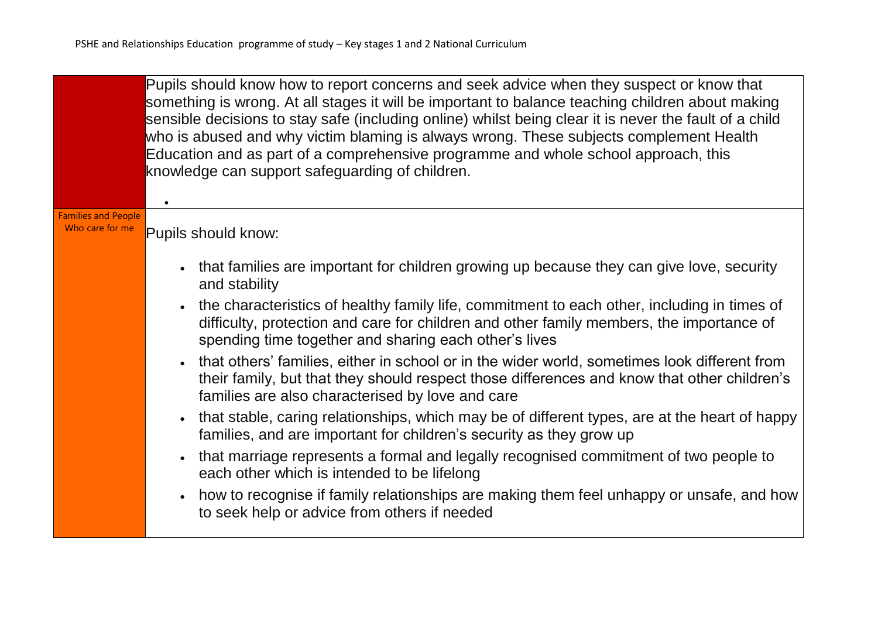| | |
|---|---|
| | Pupils should know how to report concerns and seek advice when they suspect or know that something is wrong. At all stages it will be important to balance teaching children about making sensible decisions to stay safe (including online) whilst being clear it is never the fault of a child who is abused and why victim blaming is always wrong. These subjects complement Health Education and as part of a comprehensive programme and whole school approach, this knowledge can support safeguarding of children.<br>• |
| Families and People Who care for me | Pupils should know:<br>• that families are important for children growing up because they can give love, security and stability<br>• the characteristics of healthy family life, commitment to each other, including in times of difficulty, protection and care for children and other family members, the importance of spending time together and sharing each other's lives<br>• that others' families, either in school or in the wider world, sometimes look different from their family, but that they should respect those differences and know that other children's families are also characterised by love and care<br>• that stable, caring relationships, which may be of different types, are at the heart of happy families, and are important for children's security as they grow up<br>• that marriage represents a formal and legally recognised commitment of two people to each other which is intended to be lifelong<br>• how to recognise if family relationships are making them feel unhappy or unsafe, and how to seek help or advice from others if needed |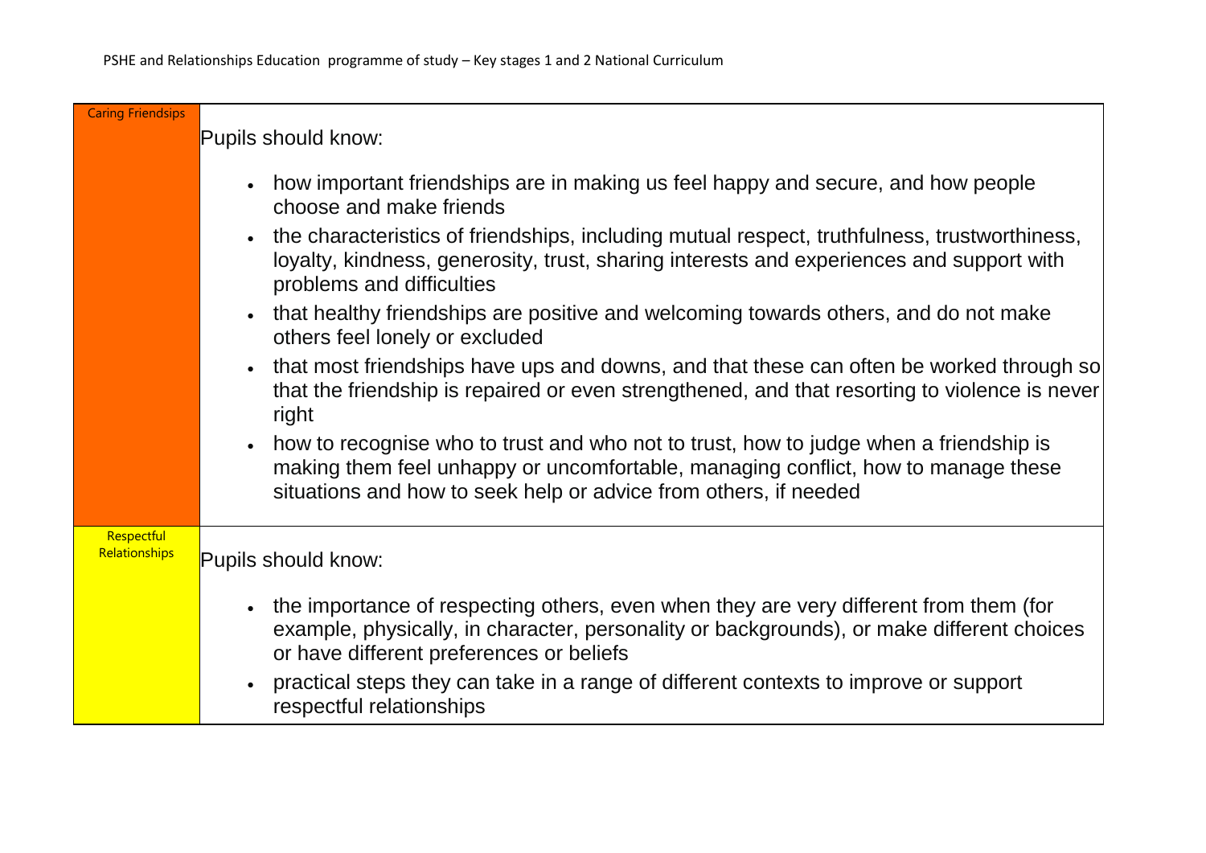| | |
|---|---|
| Caring Friendsips | Pupils should know:<br>• how important friendships are in making us feel happy and secure, and how people choose and make friends<br>• the characteristics of friendships, including mutual respect, truthfulness, trustworthiness, loyalty, kindness, generosity, trust, sharing interests and experiences and support with problems and difficulties<br>• that healthy friendships are positive and welcoming towards others, and do not make others feel lonely or excluded<br>• that most friendships have ups and downs, and that these can often be worked through so that the friendship is repaired or even strengthened, and that resorting to violence is never right<br>• how to recognise who to trust and who not to trust, how to judge when a friendship is making them feel unhappy or uncomfortable, managing conflict, how to manage these situations and how to seek help or advice from others, if needed |
| Respectful Relationships | Pupils should know:<br>• the importance of respecting others, even when they are very different from them (for example, physically, in character, personality or backgrounds), or make different choices or have different preferences or beliefs<br>• practical steps they can take in a range of different contexts to improve or support respectful relationships |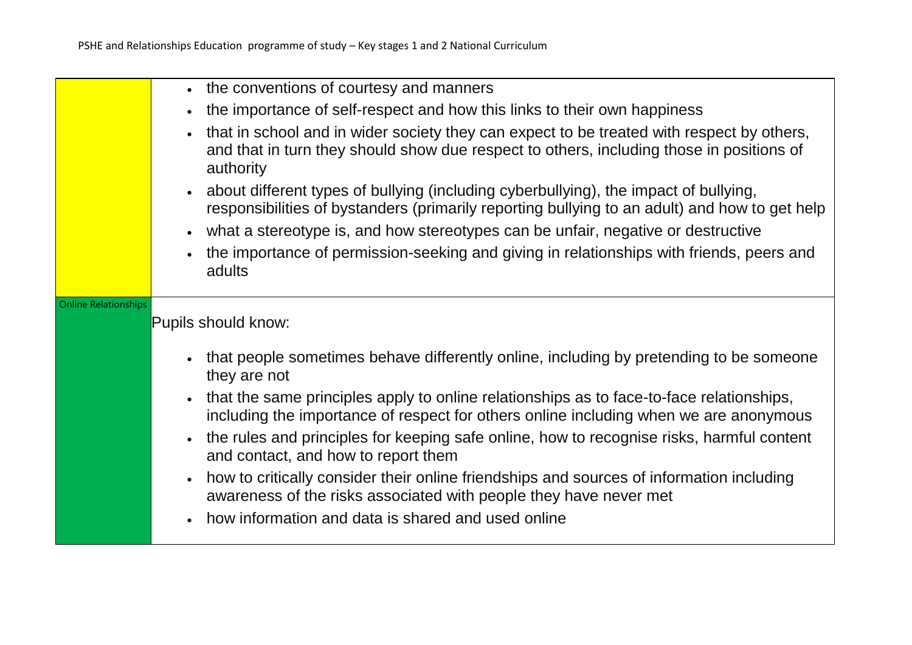| | |
|---|---|
| | • the conventions of courtesy and manners<br>• the importance of self-respect and how this links to their own happiness<br>• that in school and in wider society they can expect to be treated with respect by others, and that in turn they should show due respect to others, including those in positions of authority<br>• about different types of bullying (including cyberbullying), the impact of bullying, responsibilities of bystanders (primarily reporting bullying to an adult) and how to get help<br>• what a stereotype is, and how stereotypes can be unfair, negative or destructive<br>• the importance of permission-seeking and giving in relationships with friends, peers and adults |
| Online Relationships | Pupils should know:<br>• that people sometimes behave differently online, including by pretending to be someone they are not<br>• that the same principles apply to online relationships as to face-to-face relationships, including the importance of respect for others online including when we are anonymous<br>• the rules and principles for keeping safe online, how to recognise risks, harmful content and contact, and how to report them<br>• how to critically consider their online friendships and sources of information including awareness of the risks associated with people they have never met<br>• how information and data is shared and used online |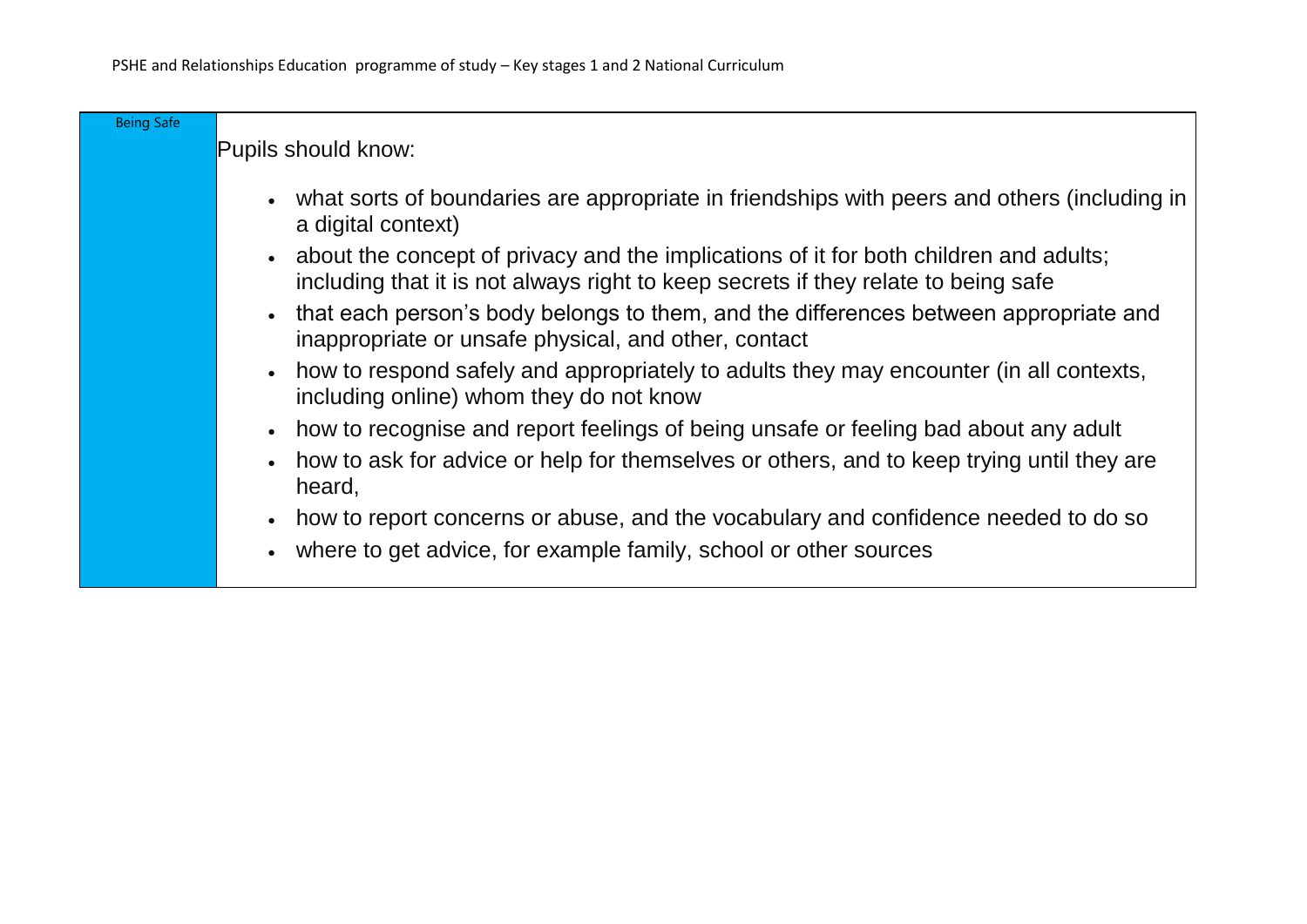| | |
|---|---|
| Being Safe | Pupils should know:<br>• what sorts of boundaries are appropriate in friendships with peers and others (including in a digital context)<br>• about the concept of privacy and the implications of it for both children and adults; including that it is not always right to keep secrets if they relate to being safe<br>• that each person's body belongs to them, and the differences between appropriate and inappropriate or unsafe physical, and other, contact<br>• how to respond safely and appropriately to adults they may encounter (in all contexts, including online) whom they do not know<br>• how to recognise and report feelings of being unsafe or feeling bad about any adult<br>• how to ask for advice or help for themselves or others, and to keep trying until they are heard,<br>• how to report concerns or abuse, and the vocabulary and confidence needed to do so<br>• where to get advice, for example family, school or other sources |